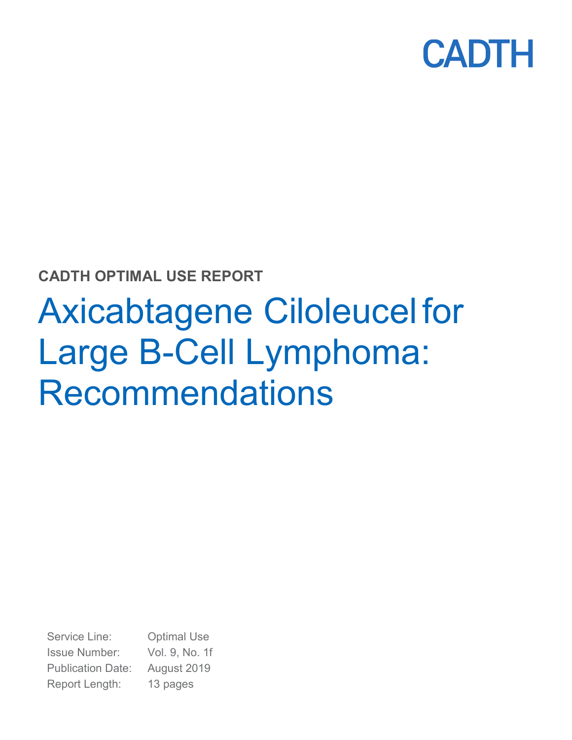CADTH

**CADTH OPTIMAL USE REPORT**

# Axicabtagene Ciloleucel for Large B-Cell Lymphoma: Recommendations

Service Line: Optimal Use
Issue Number: Vol. 9, No. 1f
Publication Date: August 2019
Report Length: 13 pages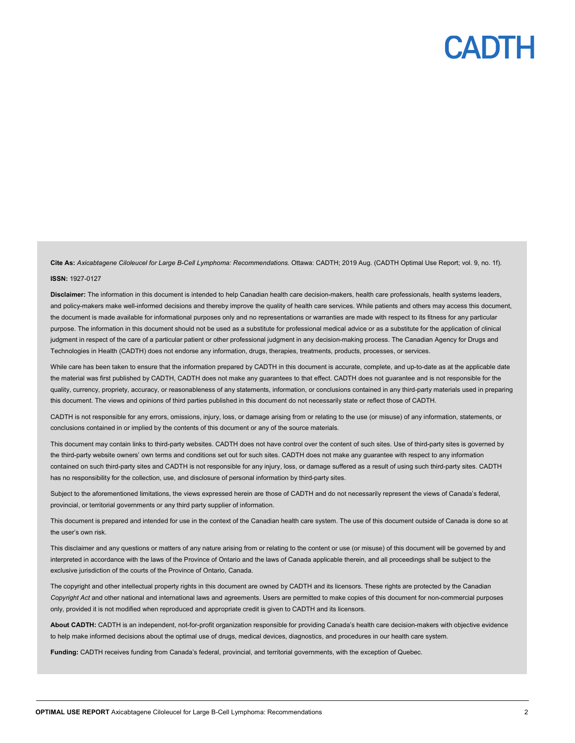**Cite As:** *Axicabtagene Ciloleucel for Large B-Cell Lymphoma: Recommendations.* Ottawa: CADTH; 2019 Aug. (CADTH Optimal Use Report; vol. 9, no. 1f).

**ISSN:** 1927-0127

**Disclaimer:** The information in this document is intended to help Canadian health care decision-makers, health care professionals, health systems leaders, and policy-makers make well-informed decisions and thereby improve the quality of health care services. While patients and others may access this document, the document is made available for informational purposes only and no representations or warranties are made with respect to its fitness for any particular purpose. The information in this document should not be used as a substitute for professional medical advice or as a substitute for the application of clinical judgment in respect of the care of a particular patient or other professional judgment in any decision-making process. The Canadian Agency for Drugs and Technologies in Health (CADTH) does not endorse any information, drugs, therapies, treatments, products, processes, or services.

While care has been taken to ensure that the information prepared by CADTH in this document is accurate, complete, and up-to-date as at the applicable date the material was first published by CADTH, CADTH does not make any guarantees to that effect. CADTH does not guarantee and is not responsible for the quality, currency, propriety, accuracy, or reasonableness of any statements, information, or conclusions contained in any third-party materials used in preparing this document. The views and opinions of third parties published in this document do not necessarily state or reflect those of CADTH.

CADTH is not responsible for any errors, omissions, injury, loss, or damage arising from or relating to the use (or misuse) of any information, statements, or conclusions contained in or implied by the contents of this document or any of the source materials.

This document may contain links to third-party websites. CADTH does not have control over the content of such sites. Use of third-party sites is governed by the third-party website owners' own terms and conditions set out for such sites. CADTH does not make any guarantee with respect to any information contained on such third-party sites and CADTH is not responsible for any injury, loss, or damage suffered as a result of using such third-party sites. CADTH has no responsibility for the collection, use, and disclosure of personal information by third-party sites.

Subject to the aforementioned limitations, the views expressed herein are those of CADTH and do not necessarily represent the views of Canada's federal, provincial, or territorial governments or any third party supplier of information.

This document is prepared and intended for use in the context of the Canadian health care system. The use of this document outside of Canada is done so at the user's own risk.

This disclaimer and any questions or matters of any nature arising from or relating to the content or use (or misuse) of this document will be governed by and interpreted in accordance with the laws of the Province of Ontario and the laws of Canada applicable therein, and all proceedings shall be subject to the exclusive jurisdiction of the courts of the Province of Ontario, Canada.

The copyright and other intellectual property rights in this document are owned by CADTH and its licensors. These rights are protected by the Canadian *Copyright Act* and other national and international laws and agreements. Users are permitted to make copies of this document for non-commercial purposes only, provided it is not modified when reproduced and appropriate credit is given to CADTH and its licensors.

**About CADTH:** CADTH is an independent, not-for-profit organization responsible for providing Canada's health care decision-makers with objective evidence to help make informed decisions about the optimal use of drugs, medical devices, diagnostics, and procedures in our health care system.

**Funding:** CADTH receives funding from Canada's federal, provincial, and territorial governments, with the exception of Quebec.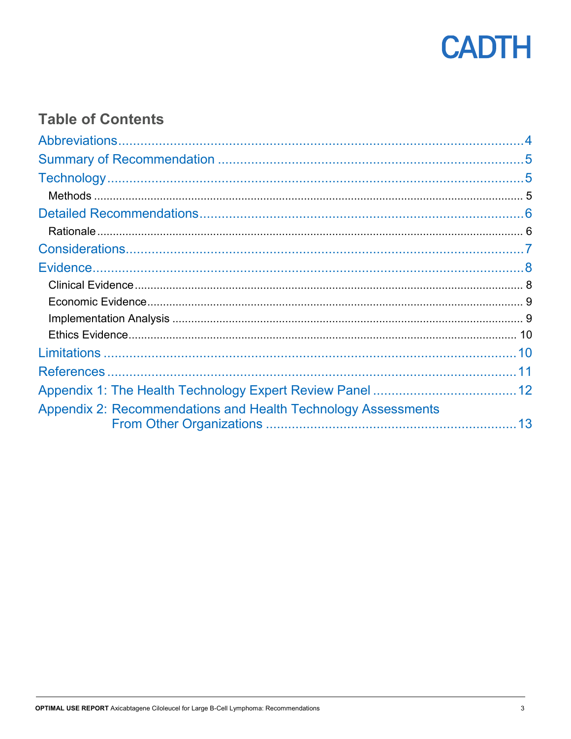## Table of Contents

Abbreviations....................................................................................................4

Summary of Recommendation ..........................................................................5

Technology........................................................................................................5

- Methods ........................................................................................................5

Detailed Recommendations...............................................................................6

- Rationale .......................................................................................................6

Considerations...................................................................................................7

Evidence............................................................................................................8

- Clinical Evidence ...........................................................................................8
- Economic Evidence........................................................................................9
- Implementation Analysis ................................................................................9
- Ethics Evidence............................................................................................10

Limitations ......................................................................................................10

References ......................................................................................................11

Appendix 1: The Health Technology Expert Review Panel ................................12

Appendix 2: Recommendations and Health Technology Assessments From Other Organizations ................................13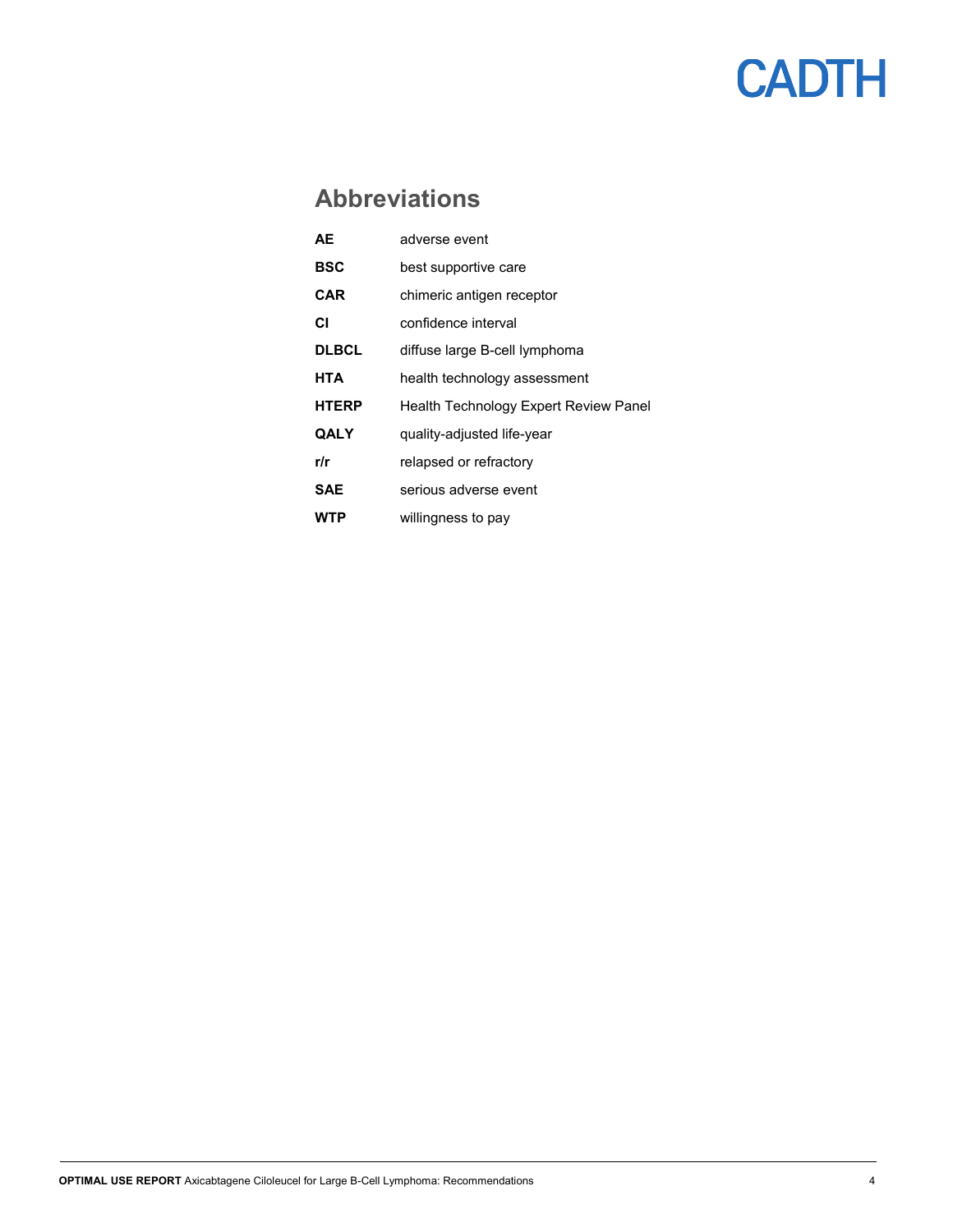## Abbreviations

| | |
|---|---|
| **AE** | adverse event |
| **BSC** | best supportive care |
| **CAR** | chimeric antigen receptor |
| **CI** | confidence interval |
| **DLBCL** | diffuse large B-cell lymphoma |
| **HTA** | health technology assessment |
| **HTERP** | Health Technology Expert Review Panel |
| **QALY** | quality-adjusted life-year |
| **r/r** | relapsed or refractory |
| **SAE** | serious adverse event |
| **WTP** | willingness to pay |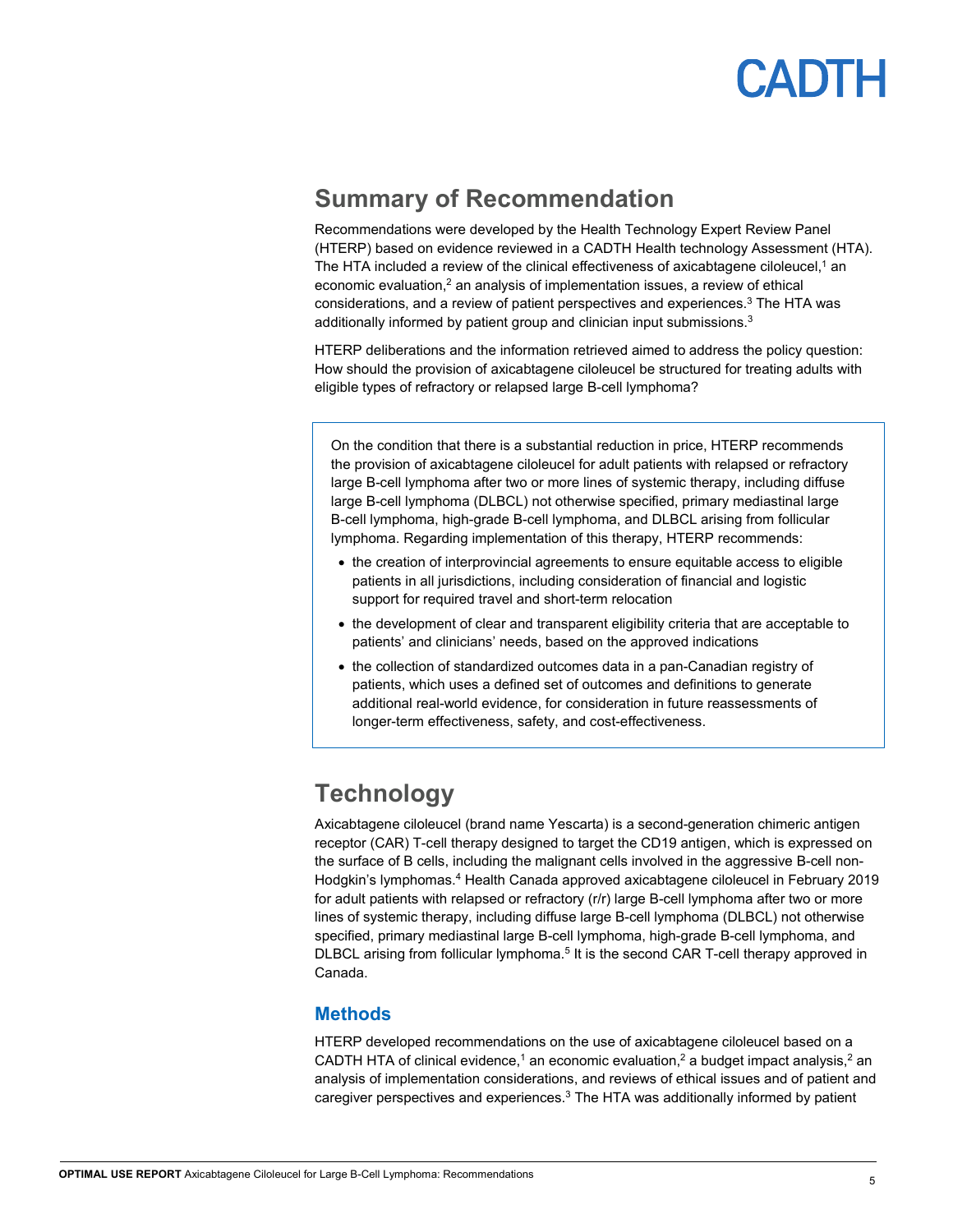## Summary of Recommendation

Recommendations were developed by the Health Technology Expert Review Panel (HTERP) based on evidence reviewed in a CADTH Health technology Assessment (HTA). The HTA included a review of the clinical effectiveness of axicabtagene ciloleucel,[1] an economic evaluation,[2] an analysis of implementation issues, a review of ethical considerations, and a review of patient perspectives and experiences.[3] The HTA was additionally informed by patient group and clinician input submissions.[3]

HTERP deliberations and the information retrieved aimed to address the policy question: How should the provision of axicabtagene ciloleucel be structured for treating adults with eligible types of refractory or relapsed large B-cell lymphoma?

On the condition that there is a substantial reduction in price, HTERP recommends the provision of axicabtagene ciloleucel for adult patients with relapsed or refractory large B-cell lymphoma after two or more lines of systemic therapy, including diffuse large B-cell lymphoma (DLBCL) not otherwise specified, primary mediastinal large B-cell lymphoma, high-grade B-cell lymphoma, and DLBCL arising from follicular lymphoma. Regarding implementation of this therapy, HTERP recommends:

- the creation of interprovincial agreements to ensure equitable access to eligible patients in all jurisdictions, including consideration of financial and logistic support for required travel and short-term relocation
- the development of clear and transparent eligibility criteria that are acceptable to patients' and clinicians' needs, based on the approved indications
- the collection of standardized outcomes data in a pan-Canadian registry of patients, which uses a defined set of outcomes and definitions to generate additional real-world evidence, for consideration in future reassessments of longer-term effectiveness, safety, and cost-effectiveness.

## Technology

Axicabtagene ciloleucel (brand name Yescarta) is a second-generation chimeric antigen receptor (CAR) T-cell therapy designed to target the CD19 antigen, which is expressed on the surface of B cells, including the malignant cells involved in the aggressive B-cell non-Hodgkin's lymphomas.[4] Health Canada approved axicabtagene ciloleucel in February 2019 for adult patients with relapsed or refractory (r/r) large B-cell lymphoma after two or more lines of systemic therapy, including diffuse large B-cell lymphoma (DLBCL) not otherwise specified, primary mediastinal large B-cell lymphoma, high-grade B-cell lymphoma, and DLBCL arising from follicular lymphoma.[5] It is the second CAR T-cell therapy approved in Canada.

### Methods

HTERP developed recommendations on the use of axicabtagene ciloleucel based on a CADTH HTA of clinical evidence,[1] an economic evaluation,[2] a budget impact analysis,[2] an analysis of implementation considerations, and reviews of ethical issues and of patient and caregiver perspectives and experiences.[3] The HTA was additionally informed by patient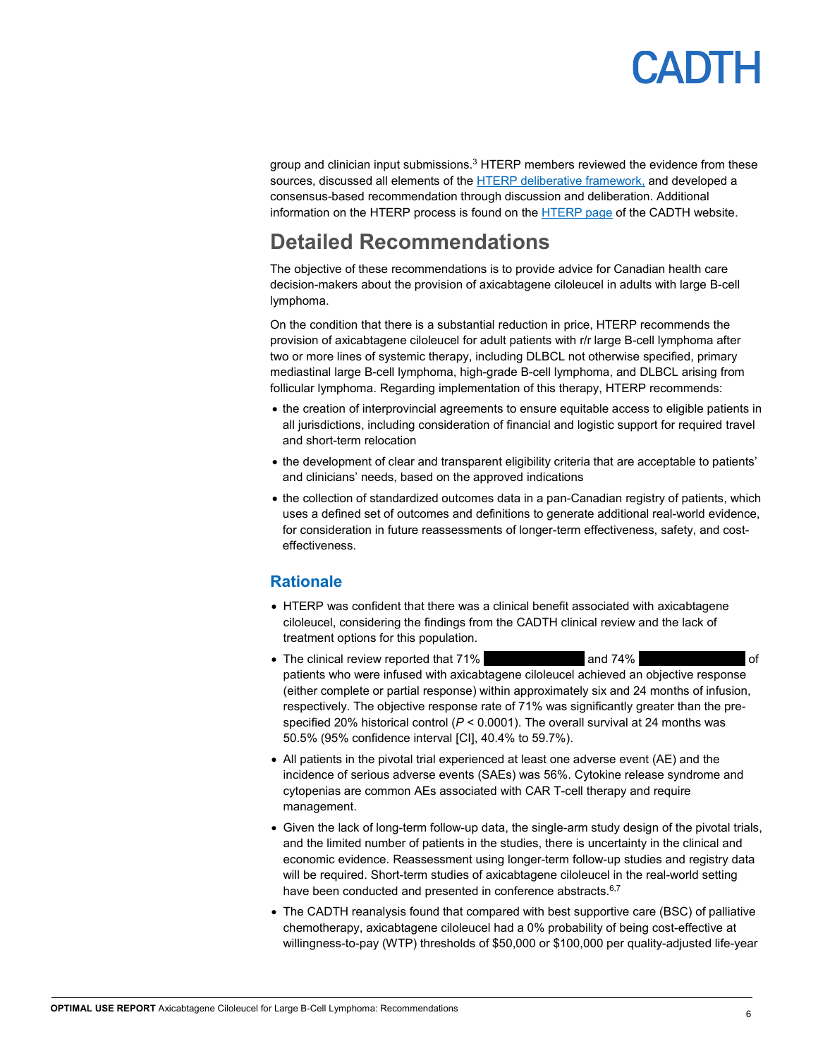group and clinician input submissions.[3] HTERP members reviewed the evidence from these sources, discussed all elements of the HTERP deliberative framework, and developed a consensus-based recommendation through discussion and deliberation. Additional information on the HTERP process is found on the HTERP page of the CADTH website.

# Detailed Recommendations

The objective of these recommendations is to provide advice for Canadian health care decision-makers about the provision of axicabtagene ciloleucel in adults with large B-cell lymphoma.

On the condition that there is a substantial reduction in price, HTERP recommends the provision of axicabtagene ciloleucel for adult patients with r/r large B-cell lymphoma after two or more lines of systemic therapy, including DLBCL not otherwise specified, primary mediastinal large B-cell lymphoma, high-grade B-cell lymphoma, and DLBCL arising from follicular lymphoma. Regarding implementation of this therapy, HTERP recommends:

- the creation of interprovincial agreements to ensure equitable access to eligible patients in all jurisdictions, including consideration of financial and logistic support for required travel and short-term relocation
- the development of clear and transparent eligibility criteria that are acceptable to patients' and clinicians' needs, based on the approved indications
- the collection of standardized outcomes data in a pan-Canadian registry of patients, which uses a defined set of outcomes and definitions to generate additional real-world evidence, for consideration in future reassessments of longer-term effectiveness, safety, and cost-effectiveness.

## Rationale

- HTERP was confident that there was a clinical benefit associated with axicabtagene ciloleucel, considering the findings from the CADTH clinical review and the lack of treatment options for this population.
- The clinical review reported that 71% [redacted] and 74% [redacted] of patients who were infused with axicabtagene ciloleucel achieved an objective response (either complete or partial response) within approximately six and 24 months of infusion, respectively. The objective response rate of 71% was significantly greater than the pre-specified 20% historical control (*P* < 0.0001). The overall survival at 24 months was 50.5% (95% confidence interval [CI], 40.4% to 59.7%).
- All patients in the pivotal trial experienced at least one adverse event (AE) and the incidence of serious adverse events (SAEs) was 56%. Cytokine release syndrome and cytopenias are common AEs associated with CAR T-cell therapy and require management.
- Given the lack of long-term follow-up data, the single-arm study design of the pivotal trials, and the limited number of patients in the studies, there is uncertainty in the clinical and economic evidence. Reassessment using longer-term follow-up studies and registry data will be required. Short-term studies of axicabtagene ciloleucel in the real-world setting have been conducted and presented in conference abstracts.[6,7]
- The CADTH reanalysis found that compared with best supportive care (BSC) of palliative chemotherapy, axicabtagene ciloleucel had a 0% probability of being cost-effective at willingness-to-pay (WTP) thresholds of $50,000 or $100,000 per quality-adjusted life-year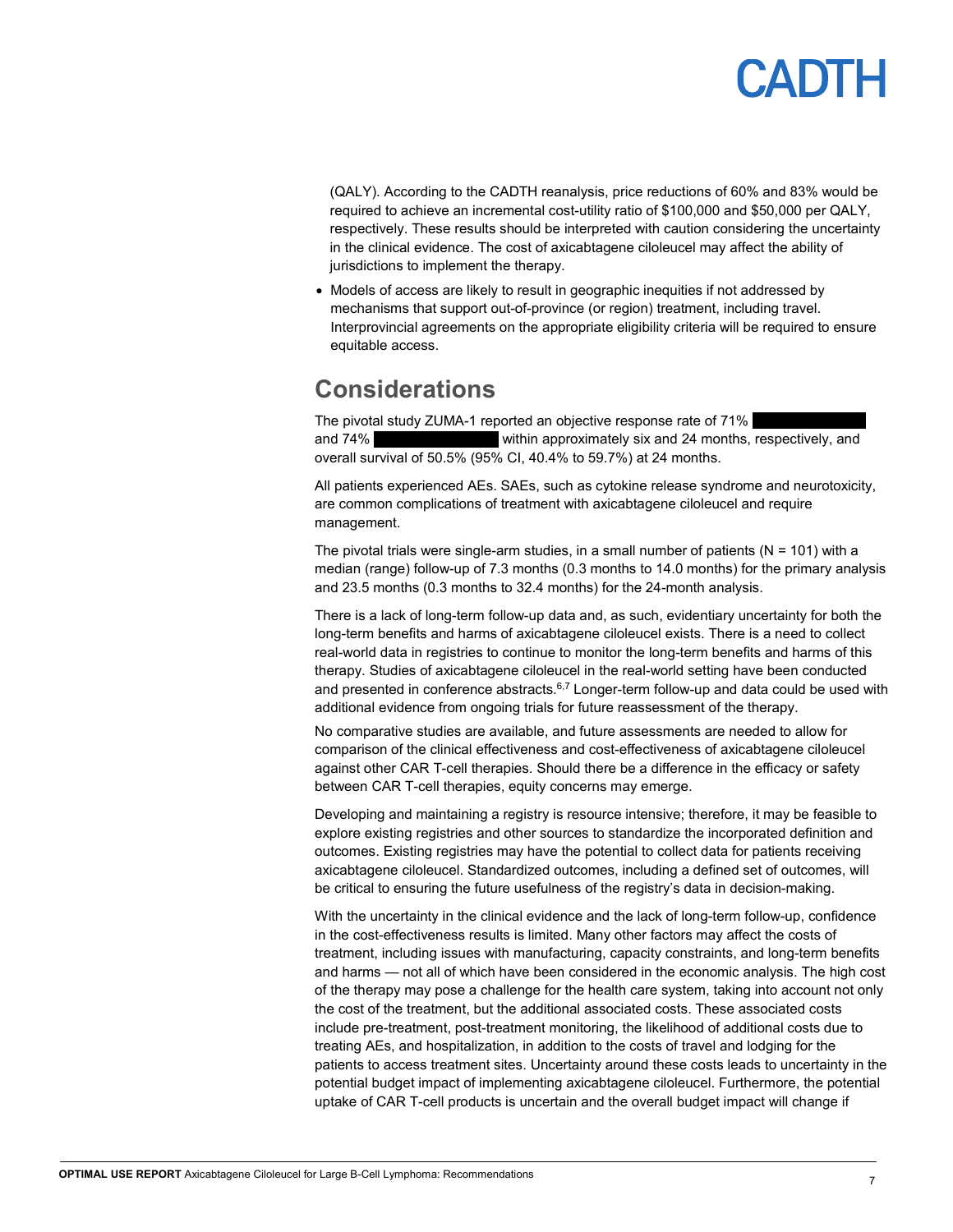(QALY). According to the CADTH reanalysis, price reductions of 60% and 83% would be required to achieve an incremental cost-utility ratio of \$100,000 and \$50,000 per QALY, respectively. These results should be interpreted with caution considering the uncertainty in the clinical evidence. The cost of axicabtagene ciloleucel may affect the ability of jurisdictions to implement the therapy.

- Models of access are likely to result in geographic inequities if not addressed by mechanisms that support out-of-province (or region) treatment, including travel. Interprovincial agreements on the appropriate eligibility criteria will be required to ensure equitable access.

## Considerations

The pivotal study ZUMA-1 reported an objective response rate of 71% ██████████ and 74% ██████████ within approximately six and 24 months, respectively, and overall survival of 50.5% (95% CI, 40.4% to 59.7%) at 24 months.

All patients experienced AEs. SAEs, such as cytokine release syndrome and neurotoxicity, are common complications of treatment with axicabtagene ciloleucel and require management.

The pivotal trials were single-arm studies, in a small number of patients (N = 101) with a median (range) follow-up of 7.3 months (0.3 months to 14.0 months) for the primary analysis and 23.5 months (0.3 months to 32.4 months) for the 24-month analysis.

There is a lack of long-term follow-up data and, as such, evidentiary uncertainty for both the long-term benefits and harms of axicabtagene ciloleucel exists. There is a need to collect real-world data in registries to continue to monitor the long-term benefits and harms of this therapy. Studies of axicabtagene ciloleucel in the real-world setting have been conducted and presented in conference abstracts.[6,7] Longer-term follow-up and data could be used with additional evidence from ongoing trials for future reassessment of the therapy.

No comparative studies are available, and future assessments are needed to allow for comparison of the clinical effectiveness and cost-effectiveness of axicabtagene ciloleucel against other CAR T-cell therapies. Should there be a difference in the efficacy or safety between CAR T-cell therapies, equity concerns may emerge.

Developing and maintaining a registry is resource intensive; therefore, it may be feasible to explore existing registries and other sources to standardize the incorporated definition and outcomes. Existing registries may have the potential to collect data for patients receiving axicabtagene ciloleucel. Standardized outcomes, including a defined set of outcomes, will be critical to ensuring the future usefulness of the registry's data in decision-making.

With the uncertainty in the clinical evidence and the lack of long-term follow-up, confidence in the cost-effectiveness results is limited. Many other factors may affect the costs of treatment, including issues with manufacturing, capacity constraints, and long-term benefits and harms — not all of which have been considered in the economic analysis. The high cost of the therapy may pose a challenge for the health care system, taking into account not only the cost of the treatment, but the additional associated costs. These associated costs include pre-treatment, post-treatment monitoring, the likelihood of additional costs due to treating AEs, and hospitalization, in addition to the costs of travel and lodging for the patients to access treatment sites. Uncertainty around these costs leads to uncertainty in the potential budget impact of implementing axicabtagene ciloleucel. Furthermore, the potential uptake of CAR T-cell products is uncertain and the overall budget impact will change if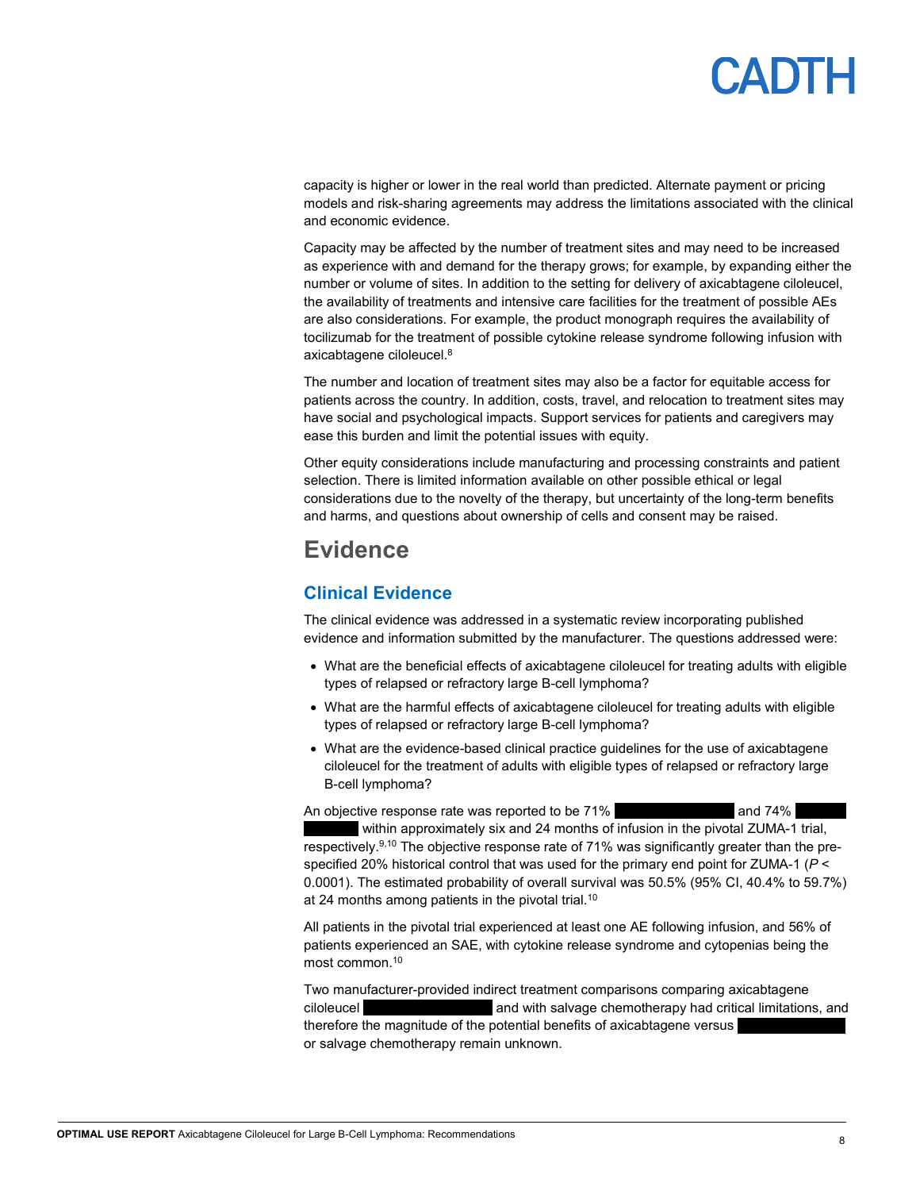capacity is higher or lower in the real world than predicted. Alternate payment or pricing models and risk-sharing agreements may address the limitations associated with the clinical and economic evidence.

Capacity may be affected by the number of treatment sites and may need to be increased as experience with and demand for the therapy grows; for example, by expanding either the number or volume of sites. In addition to the setting for delivery of axicabtagene ciloleucel, the availability of treatments and intensive care facilities for the treatment of possible AEs are also considerations. For example, the product monograph requires the availability of tocilizumab for the treatment of possible cytokine release syndrome following infusion with axicabtagene ciloleucel.[8]

The number and location of treatment sites may also be a factor for equitable access for patients across the country. In addition, costs, travel, and relocation to treatment sites may have social and psychological impacts. Support services for patients and caregivers may ease this burden and limit the potential issues with equity.

Other equity considerations include manufacturing and processing constraints and patient selection. There is limited information available on other possible ethical or legal considerations due to the novelty of the therapy, but uncertainty of the long-term benefits and harms, and questions about ownership of cells and consent may be raised.

# Evidence

## Clinical Evidence

The clinical evidence was addressed in a systematic review incorporating published evidence and information submitted by the manufacturer. The questions addressed were:

- What are the beneficial effects of axicabtagene ciloleucel for treating adults with eligible types of relapsed or refractory large B-cell lymphoma?
- What are the harmful effects of axicabtagene ciloleucel for treating adults with eligible types of relapsed or refractory large B-cell lymphoma?
- What are the evidence-based clinical practice guidelines for the use of axicabtagene ciloleucel for the treatment of adults with eligible types of relapsed or refractory large B-cell lymphoma?

An objective response rate was reported to be 71% ████████████ and 74% ████████ within approximately six and 24 months of infusion in the pivotal ZUMA-1 trial, respectively.[9,10] The objective response rate of 71% was significantly greater than the pre-specified 20% historical control that was used for the primary end point for ZUMA-1 ($P < 0.0001$). The estimated probability of overall survival was 50.5% (95% CI, 40.4% to 59.7%) at 24 months among patients in the pivotal trial.[10]

All patients in the pivotal trial experienced at least one AE following infusion, and 56% of patients experienced an SAE, with cytokine release syndrome and cytopenias being the most common.[10]

Two manufacturer-provided indirect treatment comparisons comparing axicabtagene ciloleucel ████████████ and with salvage chemotherapy had critical limitations, and therefore the magnitude of the potential benefits of axicabtagene versus ██████████ or salvage chemotherapy remain unknown.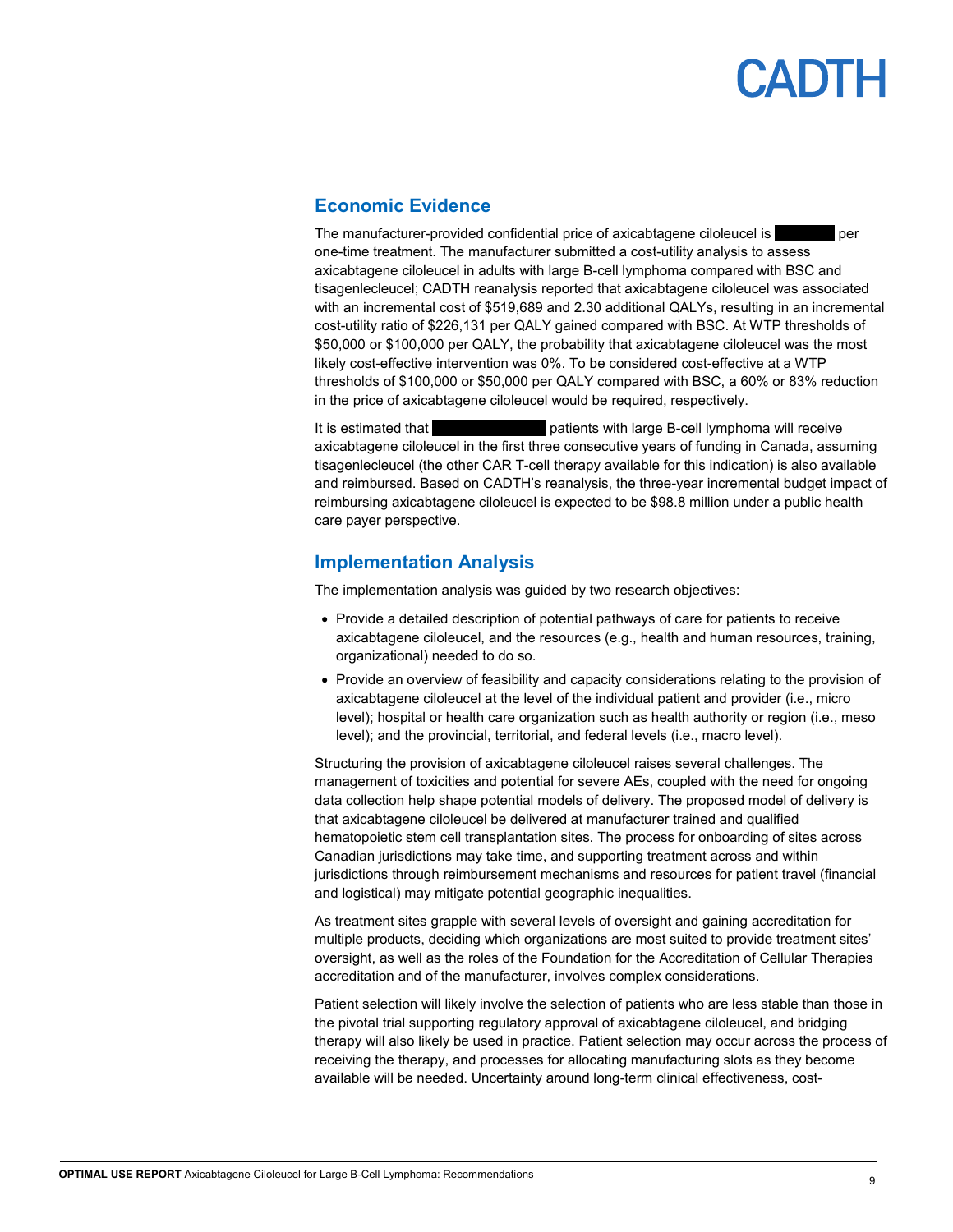## Economic Evidence

The manufacturer-provided confidential price of axicabtagene ciloleucel is [redacted] per one-time treatment. The manufacturer submitted a cost-utility analysis to assess axicabtagene ciloleucel in adults with large B-cell lymphoma compared with BSC and tisagenlecleucel; CADTH reanalysis reported that axicabtagene ciloleucel was associated with an incremental cost of $519,689 and 2.30 additional QALYs, resulting in an incremental cost-utility ratio of $226,131 per QALY gained compared with BSC. At WTP thresholds of $50,000 or $100,000 per QALY, the probability that axicabtagene ciloleucel was the most likely cost-effective intervention was 0%. To be considered cost-effective at a WTP thresholds of $100,000 or $50,000 per QALY compared with BSC, a 60% or 83% reduction in the price of axicabtagene ciloleucel would be required, respectively.

It is estimated that [redacted] patients with large B-cell lymphoma will receive axicabtagene ciloleucel in the first three consecutive years of funding in Canada, assuming tisagenlecleucel (the other CAR T-cell therapy available for this indication) is also available and reimbursed. Based on CADTH's reanalysis, the three-year incremental budget impact of reimbursing axicabtagene ciloleucel is expected to be $98.8 million under a public health care payer perspective.

## Implementation Analysis

The implementation analysis was guided by two research objectives:

- Provide a detailed description of potential pathways of care for patients to receive axicabtagene ciloleucel, and the resources (e.g., health and human resources, training, organizational) needed to do so.
- Provide an overview of feasibility and capacity considerations relating to the provision of axicabtagene ciloleucel at the level of the individual patient and provider (i.e., micro level); hospital or health care organization such as health authority or region (i.e., meso level); and the provincial, territorial, and federal levels (i.e., macro level).

Structuring the provision of axicabtagene ciloleucel raises several challenges. The management of toxicities and potential for severe AEs, coupled with the need for ongoing data collection help shape potential models of delivery. The proposed model of delivery is that axicabtagene ciloleucel be delivered at manufacturer trained and qualified hematopoietic stem cell transplantation sites. The process for onboarding of sites across Canadian jurisdictions may take time, and supporting treatment across and within jurisdictions through reimbursement mechanisms and resources for patient travel (financial and logistical) may mitigate potential geographic inequalities.

As treatment sites grapple with several levels of oversight and gaining accreditation for multiple products, deciding which organizations are most suited to provide treatment sites' oversight, as well as the roles of the Foundation for the Accreditation of Cellular Therapies accreditation and of the manufacturer, involves complex considerations.

Patient selection will likely involve the selection of patients who are less stable than those in the pivotal trial supporting regulatory approval of axicabtagene ciloleucel, and bridging therapy will also likely be used in practice. Patient selection may occur across the process of receiving the therapy, and processes for allocating manufacturing slots as they become available will be needed. Uncertainty around long-term clinical effectiveness, cost-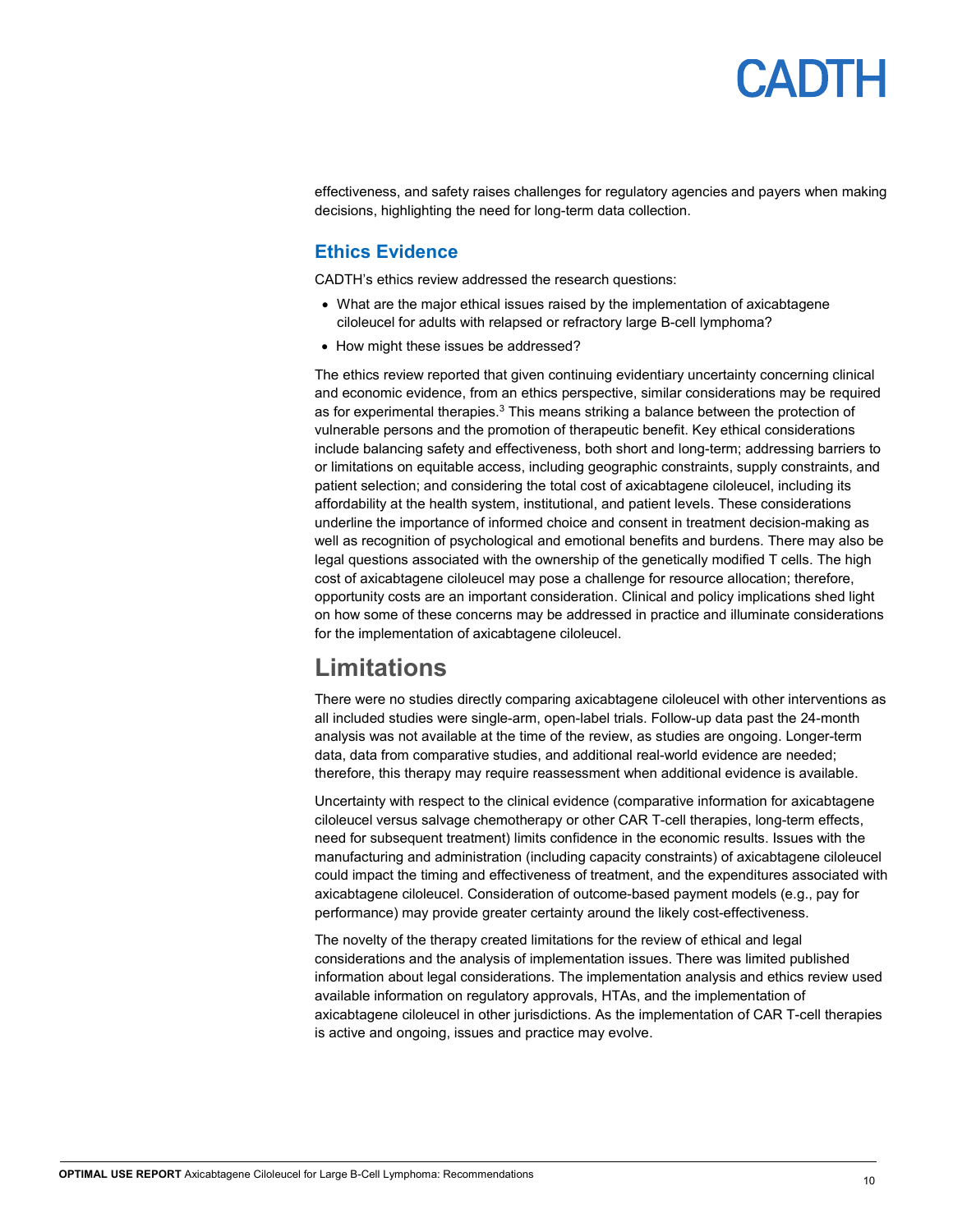effectiveness, and safety raises challenges for regulatory agencies and payers when making decisions, highlighting the need for long-term data collection.

### Ethics Evidence

CADTH's ethics review addressed the research questions:

- What are the major ethical issues raised by the implementation of axicabtagene ciloleucel for adults with relapsed or refractory large B-cell lymphoma?
- How might these issues be addressed?

The ethics review reported that given continuing evidentiary uncertainty concerning clinical and economic evidence, from an ethics perspective, similar considerations may be required as for experimental therapies.[3] This means striking a balance between the protection of vulnerable persons and the promotion of therapeutic benefit. Key ethical considerations include balancing safety and effectiveness, both short and long-term; addressing barriers to or limitations on equitable access, including geographic constraints, supply constraints, and patient selection; and considering the total cost of axicabtagene ciloleucel, including its affordability at the health system, institutional, and patient levels. These considerations underline the importance of informed choice and consent in treatment decision-making as well as recognition of psychological and emotional benefits and burdens. There may also be legal questions associated with the ownership of the genetically modified T cells. The high cost of axicabtagene ciloleucel may pose a challenge for resource allocation; therefore, opportunity costs are an important consideration. Clinical and policy implications shed light on how some of these concerns may be addressed in practice and illuminate considerations for the implementation of axicabtagene ciloleucel.

## Limitations

There were no studies directly comparing axicabtagene ciloleucel with other interventions as all included studies were single-arm, open-label trials. Follow-up data past the 24-month analysis was not available at the time of the review, as studies are ongoing. Longer-term data, data from comparative studies, and additional real-world evidence are needed; therefore, this therapy may require reassessment when additional evidence is available.

Uncertainty with respect to the clinical evidence (comparative information for axicabtagene ciloleucel versus salvage chemotherapy or other CAR T-cell therapies, long-term effects, need for subsequent treatment) limits confidence in the economic results. Issues with the manufacturing and administration (including capacity constraints) of axicabtagene ciloleucel could impact the timing and effectiveness of treatment, and the expenditures associated with axicabtagene ciloleucel. Consideration of outcome-based payment models (e.g., pay for performance) may provide greater certainty around the likely cost-effectiveness.

The novelty of the therapy created limitations for the review of ethical and legal considerations and the analysis of implementation issues. There was limited published information about legal considerations. The implementation analysis and ethics review used available information on regulatory approvals, HTAs, and the implementation of axicabtagene ciloleucel in other jurisdictions. As the implementation of CAR T-cell therapies is active and ongoing, issues and practice may evolve.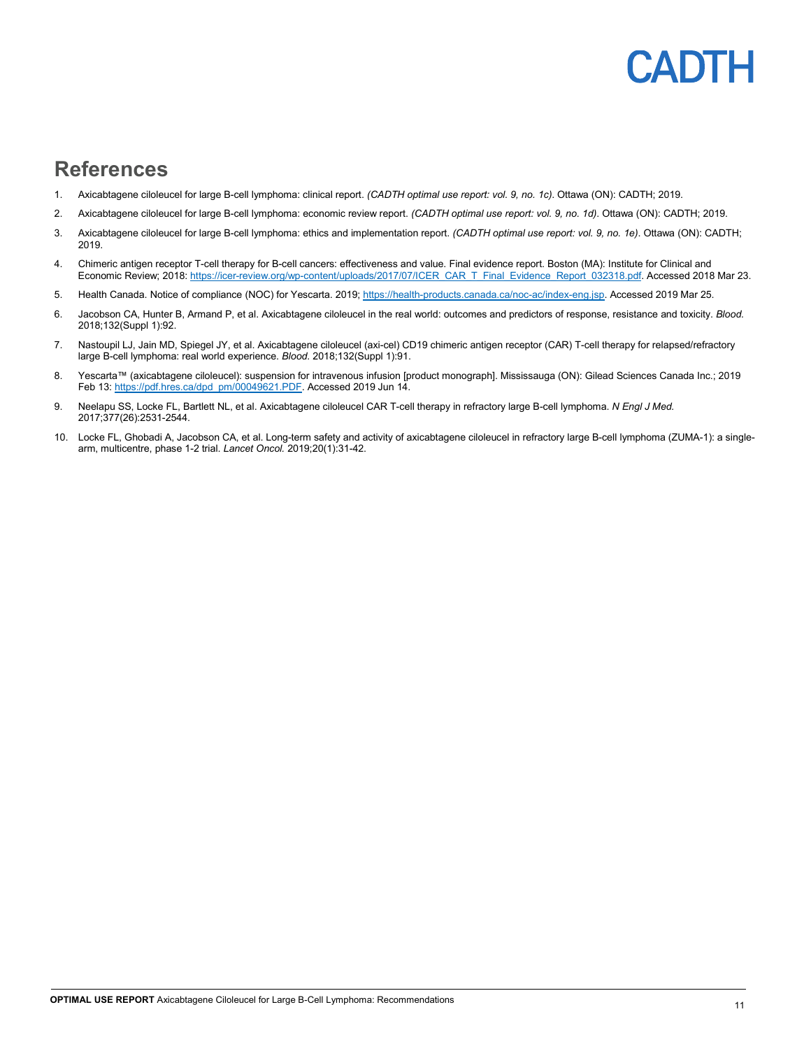## References

1. Axicabtagene ciloleucel for large B-cell lymphoma: clinical report. *(CADTH optimal use report: vol. 9, no. 1c)*. Ottawa (ON): CADTH; 2019.
2. Axicabtagene ciloleucel for large B-cell lymphoma: economic review report. *(CADTH optimal use report: vol. 9, no. 1d)*. Ottawa (ON): CADTH; 2019.
3. Axicabtagene ciloleucel for large B-cell lymphoma: ethics and implementation report. *(CADTH optimal use report: vol. 9, no. 1e)*. Ottawa (ON): CADTH; 2019.
4. Chimeric antigen receptor T-cell therapy for B-cell cancers: effectiveness and value. Final evidence report. Boston (MA): Institute for Clinical and Economic Review; 2018: https://icer-review.org/wp-content/uploads/2017/07/ICER_CAR_T_Final_Evidence_Report_032318.pdf. Accessed 2018 Mar 23.
5. Health Canada. Notice of compliance (NOC) for Yescarta. 2019; https://health-products.canada.ca/noc-ac/index-eng.jsp. Accessed 2019 Mar 25.
6. Jacobson CA, Hunter B, Armand P, et al. Axicabtagene ciloleucel in the real world: outcomes and predictors of response, resistance and toxicity. *Blood.* 2018;132(Suppl 1):92.
7. Nastoupil LJ, Jain MD, Spiegel JY, et al. Axicabtagene ciloleucel (axi-cel) CD19 chimeric antigen receptor (CAR) T-cell therapy for relapsed/refractory large B-cell lymphoma: real world experience. *Blood.* 2018;132(Suppl 1):91.
8. Yescarta™ (axicabtagene ciloleucel): suspension for intravenous infusion [product monograph]. Mississauga (ON): Gilead Sciences Canada Inc.; 2019 Feb 13: https://pdf.hres.ca/dpd_pm/00049621.PDF. Accessed 2019 Jun 14.
9. Neelapu SS, Locke FL, Bartlett NL, et al. Axicabtagene ciloleucel CAR T-cell therapy in refractory large B-cell lymphoma. *N Engl J Med.* 2017;377(26):2531-2544.
10. Locke FL, Ghobadi A, Jacobson CA, et al. Long-term safety and activity of axicabtagene ciloleucel in refractory large B-cell lymphoma (ZUMA-1): a single-arm, multicentre, phase 1-2 trial. *Lancet Oncol.* 2019;20(1):31-42.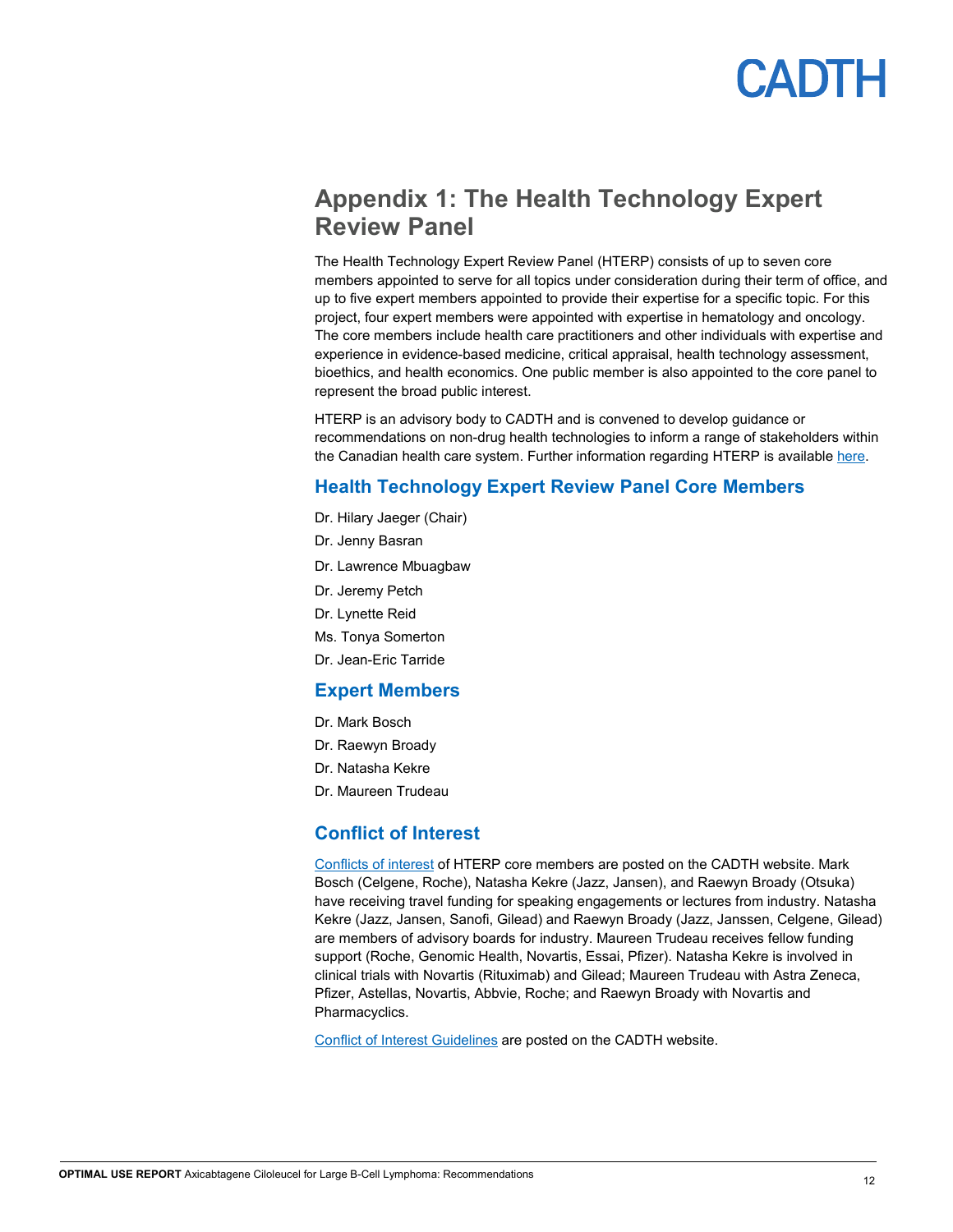# Appendix 1: The Health Technology Expert Review Panel

The Health Technology Expert Review Panel (HTERP) consists of up to seven core members appointed to serve for all topics under consideration during their term of office, and up to five expert members appointed to provide their expertise for a specific topic. For this project, four expert members were appointed with expertise in hematology and oncology. The core members include health care practitioners and other individuals with expertise and experience in evidence-based medicine, critical appraisal, health technology assessment, bioethics, and health economics. One public member is also appointed to the core panel to represent the broad public interest.

HTERP is an advisory body to CADTH and is convened to develop guidance or recommendations on non-drug health technologies to inform a range of stakeholders within the Canadian health care system. Further information regarding HTERP is available here.

## Health Technology Expert Review Panel Core Members

Dr. Hilary Jaeger (Chair)

Dr. Jenny Basran

Dr. Lawrence Mbuagbaw

Dr. Jeremy Petch

Dr. Lynette Reid

Ms. Tonya Somerton

Dr. Jean-Eric Tarride

## Expert Members

Dr. Mark Bosch

Dr. Raewyn Broady

Dr. Natasha Kekre

Dr. Maureen Trudeau

## Conflict of Interest

Conflicts of interest of HTERP core members are posted on the CADTH website. Mark Bosch (Celgene, Roche), Natasha Kekre (Jazz, Jansen), and Raewyn Broady (Otsuka) have receiving travel funding for speaking engagements or lectures from industry. Natasha Kekre (Jazz, Jansen, Sanofi, Gilead) and Raewyn Broady (Jazz, Janssen, Celgene, Gilead) are members of advisory boards for industry. Maureen Trudeau receives fellow funding support (Roche, Genomic Health, Novartis, Essai, Pfizer). Natasha Kekre is involved in clinical trials with Novartis (Rituximab) and Gilead; Maureen Trudeau with Astra Zeneca, Pfizer, Astellas, Novartis, Abbvie, Roche; and Raewyn Broady with Novartis and Pharmacyclics.

Conflict of Interest Guidelines are posted on the CADTH website.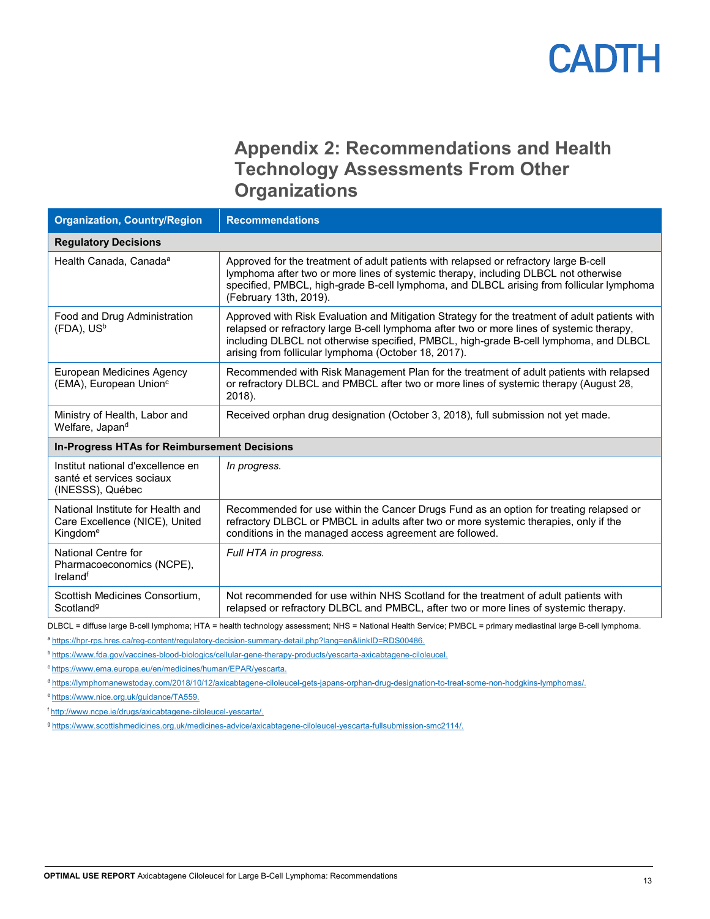# Appendix 2: Recommendations and Health Technology Assessments From Other Organizations

| Organization, Country/Region | Recommendations |
|---|---|
| **Regulatory Decisions** | |
| Health Canada, Canada[a] | Approved for the treatment of adult patients with relapsed or refractory large B-cell lymphoma after two or more lines of systemic therapy, including DLBCL not otherwise specified, PMBCL, high-grade B-cell lymphoma, and DLBCL arising from follicular lymphoma (February 13th, 2019). |
| Food and Drug Administration (FDA), US[b] | Approved with Risk Evaluation and Mitigation Strategy for the treatment of adult patients with relapsed or refractory large B-cell lymphoma after two or more lines of systemic therapy, including DLBCL not otherwise specified, PMBCL, high-grade B-cell lymphoma, and DLBCL arising from follicular lymphoma (October 18, 2017). |
| European Medicines Agency (EMA), European Union[c] | Recommended with Risk Management Plan for the treatment of adult patients with relapsed or refractory DLBCL and PMBCL after two or more lines of systemic therapy (August 28, 2018). |
| Ministry of Health, Labor and Welfare, Japan[d] | Received orphan drug designation (October 3, 2018), full submission not yet made. |
| **In-Progress HTAs for Reimbursement Decisions** | |
| Institut national d'excellence en santé et services sociaux (INESSS), Québec | *In progress.* |
| National Institute for Health and Care Excellence (NICE), United Kingdom[e] | Recommended for use within the Cancer Drugs Fund as an option for treating relapsed or refractory DLBCL or PMBCL in adults after two or more systemic therapies, only if the conditions in the managed access agreement are followed. |
| National Centre for Pharmacoeconomics (NCPE), Ireland[f] | *Full HTA in progress.* |
| Scottish Medicines Consortium, Scotland[g] | Not recommended for use within NHS Scotland for the treatment of adult patients with relapsed or refractory DLBCL and PMBCL, after two or more lines of systemic therapy. |

DLBCL = diffuse large B-cell lymphoma; HTA = health technology assessment; NHS = National Health Service; PMBCL = primary mediastinal large B-cell lymphoma.

[a] https://hpr-rps.hres.ca/reg-content/regulatory-decision-summary-detail.php?lang=en&linkID=RDS00486.

[b] https://www.fda.gov/vaccines-blood-biologics/cellular-gene-therapy-products/yescarta-axicabtagene-ciloleucel.

[c] https://www.ema.europa.eu/en/medicines/human/EPAR/yescarta.

[d] https://lymphomanewstoday.com/2018/10/12/axicabtagene-ciloleucel-gets-japans-orphan-drug-designation-to-treat-some-non-hodgkins-lymphomas/.

[e] https://www.nice.org.uk/guidance/TA559.

[f] http://www.ncpe.ie/drugs/axicabtagene-ciloleucel-yescarta/.

[g] https://www.scottishmedicines.org.uk/medicines-advice/axicabtagene-ciloleucel-yescarta-fullsubmission-smc2114/.